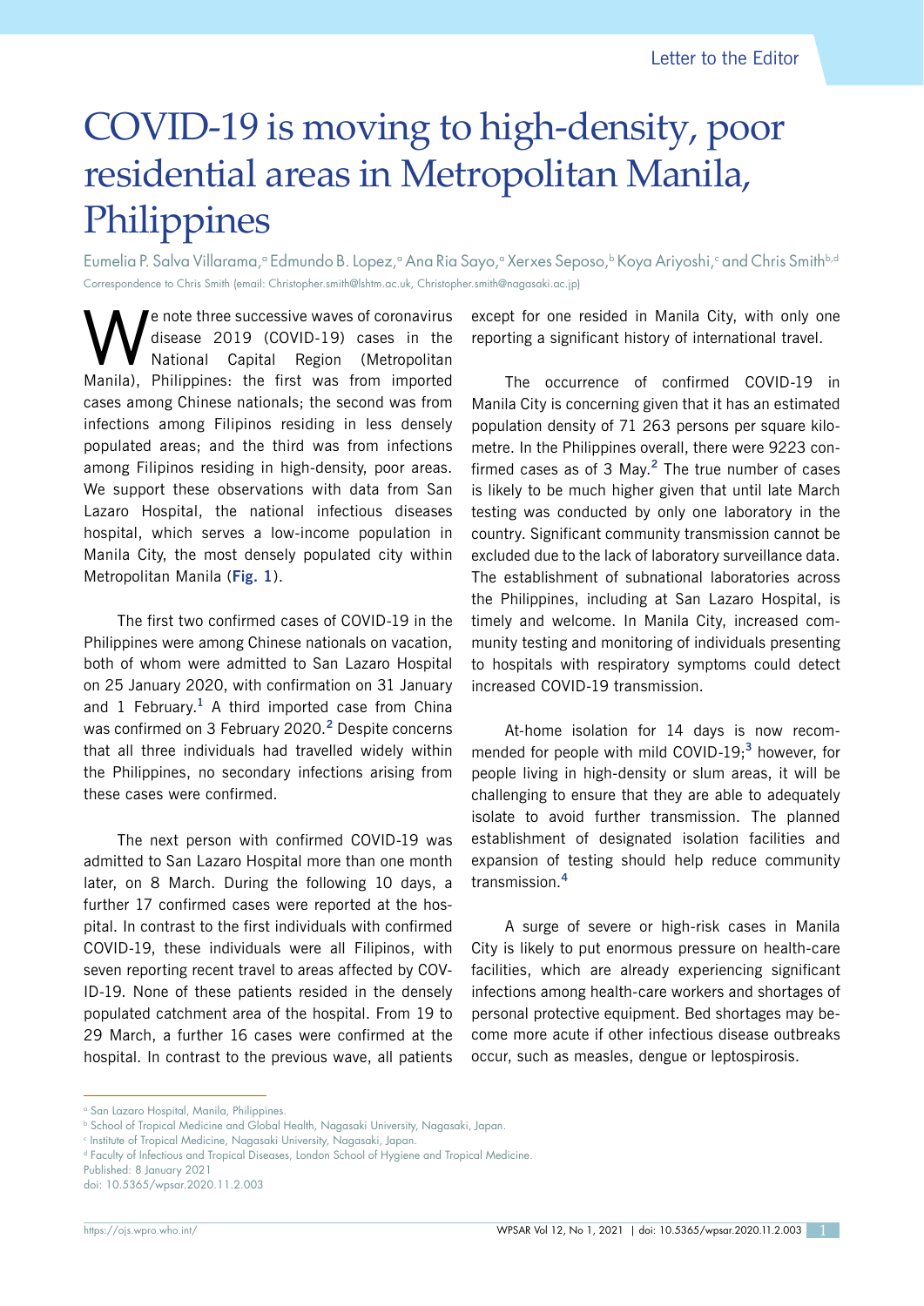Letter to the Editor

# COVID-19 is moving to high-density, poor residential areas in Metropolitan Manila, Philippines

Eumelia P. Salva Villarama,[a] Edmundo B. Lopez,[a] Ana Ria Sayo,[a] Xerxes Seposo,[b] Koya Ariyoshi,[c] and Chris Smith[b,d]

Correspondence to Chris Smith (email: Christopher.smith@lshtm.ac.uk, Christopher.smith@nagasaki.ac.jp)

We note three successive waves of coronavirus disease 2019 (COVID-19) cases in the National Capital Region (Metropolitan Manila), Philippines: the first was from imported cases among Chinese nationals; the second was from infections among Filipinos residing in less densely populated areas; and the third was from infections among Filipinos residing in high-density, poor areas. We support these observations with data from San Lazaro Hospital, the national infectious diseases hospital, which serves a low-income population in Manila City, the most densely populated city within Metropolitan Manila (**Fig. 1**).

The first two confirmed cases of COVID-19 in the Philippines were among Chinese nationals on vacation, both of whom were admitted to San Lazaro Hospital on 25 January 2020, with confirmation on 31 January and 1 February.[1] A third imported case from China was confirmed on 3 February 2020.[2] Despite concerns that all three individuals had travelled widely within the Philippines, no secondary infections arising from these cases were confirmed.

The next person with confirmed COVID-19 was admitted to San Lazaro Hospital more than one month later, on 8 March. During the following 10 days, a further 17 confirmed cases were reported at the hospital. In contrast to the first individuals with confirmed COVID-19, these individuals were all Filipinos, with seven reporting recent travel to areas affected by COVID-19. None of these patients resided in the densely populated catchment area of the hospital. From 19 to 29 March, a further 16 cases were confirmed at the hospital. In contrast to the previous wave, all patients except for one resided in Manila City, with only one reporting a significant history of international travel.

The occurrence of confirmed COVID-19 in Manila City is concerning given that it has an estimated population density of 71 263 persons per square kilometre. In the Philippines overall, there were 9223 confirmed cases as of 3 May.[2] The true number of cases is likely to be much higher given that until late March testing was conducted by only one laboratory in the country. Significant community transmission cannot be excluded due to the lack of laboratory surveillance data. The establishment of subnational laboratories across the Philippines, including at San Lazaro Hospital, is timely and welcome. In Manila City, increased community testing and monitoring of individuals presenting to hospitals with respiratory symptoms could detect increased COVID-19 transmission.

At-home isolation for 14 days is now recommended for people with mild COVID-19;[3] however, for people living in high-density or slum areas, it will be challenging to ensure that they are able to adequately isolate to avoid further transmission. The planned establishment of designated isolation facilities and expansion of testing should help reduce community transmission.[4]

A surge of severe or high-risk cases in Manila City is likely to put enormous pressure on health-care facilities, which are already experiencing significant infections among health-care workers and shortages of personal protective equipment. Bed shortages may become more acute if other infectious disease outbreaks occur, such as measles, dengue or leptospirosis.

---

[a] San Lazaro Hospital, Manila, Philippines.
[b] School of Tropical Medicine and Global Health, Nagasaki University, Nagasaki, Japan.
[c] Institute of Tropical Medicine, Nagasaki University, Nagasaki, Japan.
[d] Faculty of Infectious and Tropical Diseases, London School of Hygiene and Tropical Medicine.
Published: 8 January 2021
doi: 10.5365/wpsar.2020.11.2.003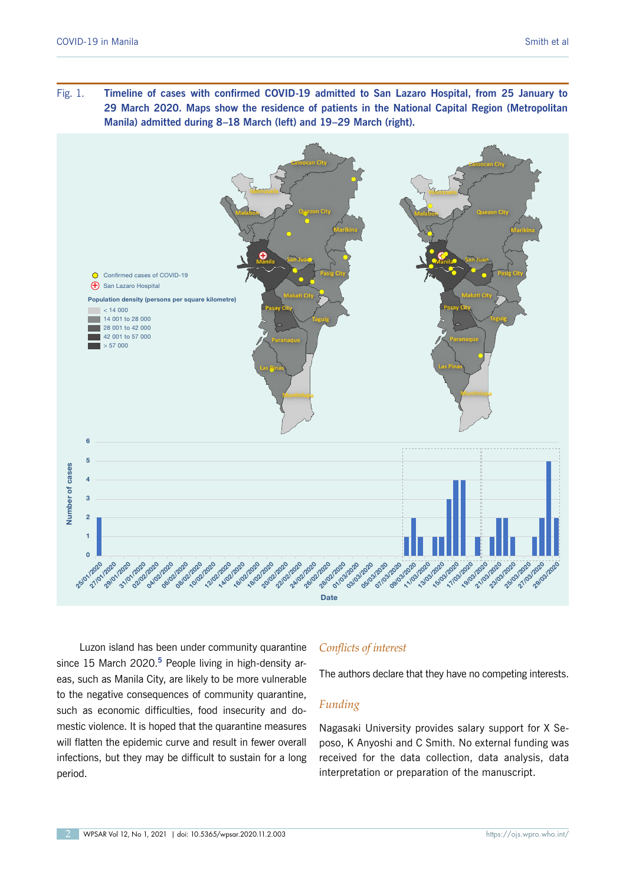Fig. 1. **Timeline of cases with confirmed COVID-19 admitted to San Lazaro Hospital, from 25 January to 29 March 2020. Maps show the residence of patients in the National Capital Region (Metropolitan Manila) admitted during 8–18 March (left) and 19–29 March (right).**

Luzon island has been under community quarantine since 15 March 2020.[5] People living in high-density areas, such as Manila City, are likely to be more vulnerable to the negative consequences of community quarantine, such as economic difficulties, food insecurity and domestic violence. It is hoped that the quarantine measures will flatten the epidemic curve and result in fewer overall infections, but they may be difficult to sustain for a long period.

## *Conflicts of interest*

The authors declare that they have no competing interests.

## *Funding*

Nagasaki University provides salary support for X Seposo, K Anyoshi and C Smith. No external funding was received for the data collection, data analysis, data interpretation or preparation of the manuscript.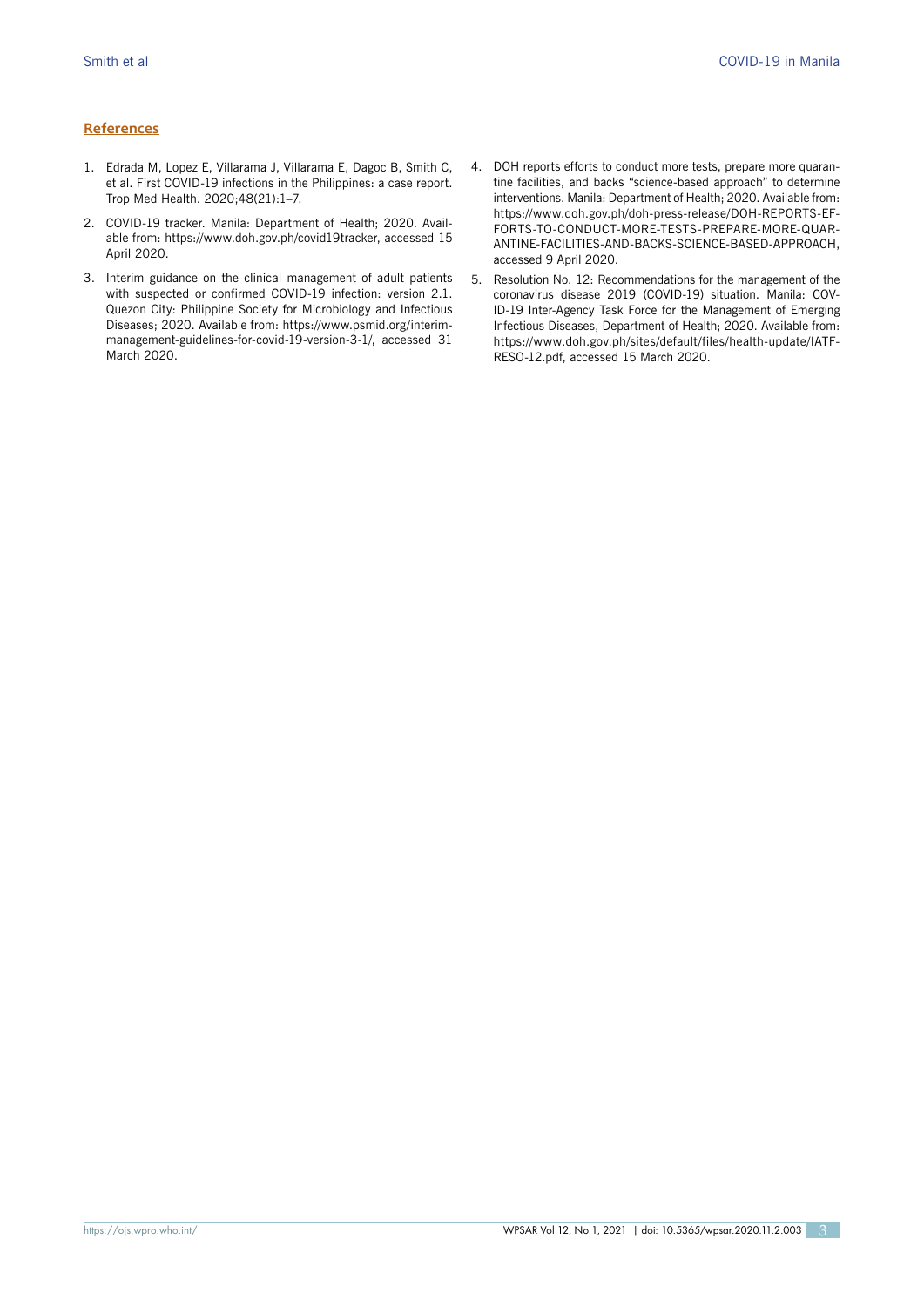## References

1. Edrada M, Lopez E, Villarama J, Villarama E, Dagoc B, Smith C, et al. First COVID-19 infections in the Philippines: a case report. Trop Med Health. 2020;48(21):1–7.
2. COVID-19 tracker. Manila: Department of Health; 2020. Available from: https://www.doh.gov.ph/covid19tracker, accessed 15 April 2020.
3. Interim guidance on the clinical management of adult patients with suspected or confirmed COVID-19 infection: version 2.1. Quezon City: Philippine Society for Microbiology and Infectious Diseases; 2020. Available from: https://www.psmid.org/interim-management-guidelines-for-covid-19-version-3-1/, accessed 31 March 2020.
4. DOH reports efforts to conduct more tests, prepare more quarantine facilities, and backs "science-based approach" to determine interventions. Manila: Department of Health; 2020. Available from: https://www.doh.gov.ph/doh-press-release/DOH-REPORTS-EFFORTS-TO-CONDUCT-MORE-TESTS-PREPARE-MORE-QUARANTINE-FACILITIES-AND-BACKS-SCIENCE-BASED-APPROACH, accessed 9 April 2020.
5. Resolution No. 12: Recommendations for the management of the coronavirus disease 2019 (COVID-19) situation. Manila: COVID-19 Inter-Agency Task Force for the Management of Emerging Infectious Diseases, Department of Health; 2020. Available from: https://www.doh.gov.ph/sites/default/files/health-update/IATF-RESO-12.pdf, accessed 15 March 2020.